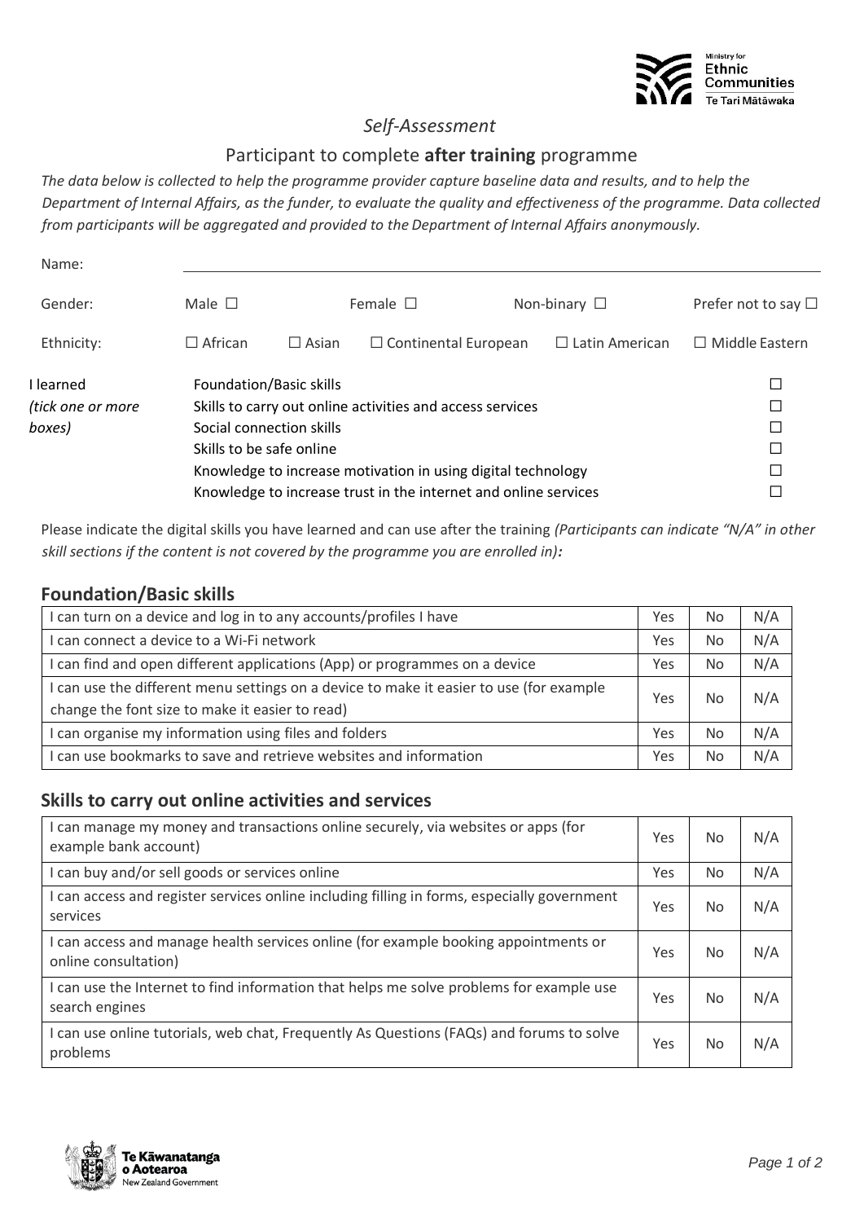*Self-Assessment*

Participant to complete **after training** programme

*The data below is collected to help the programme provider capture baseline data and results, and to help the Department of Internal Affairs, as the funder, to evaluate the quality and effectiveness of the programme. Data collected from participants will be aggregated and provided to the Department of Internal Affairs anonymously.*

Name: ______________________________

Gender: Male ☐ Female ☐ Non-binary ☐ Prefer not to say ☐

Ethnicity: ☐ African ☐ Asian ☐ Continental European ☐ Latin American ☐ Middle Eastern

I learned *(tick one or more boxes)*

- Foundation/Basic skills ☐
- Skills to carry out online activities and access services ☐
- Social connection skills ☐
- Skills to be safe online ☐
- Knowledge to increase motivation in using digital technology ☐
- Knowledge to increase trust in the internet and online services ☐

Please indicate the digital skills you have learned and can use after the training *(Participants can indicate "N/A" in other skill sections if the content is not covered by the programme you are enrolled in)**:***

## Foundation/Basic skills

| | | | |
|---|---|---|---|
| I can turn on a device and log in to any accounts/profiles I have | Yes | No | N/A |
| I can connect a device to a Wi-Fi network | Yes | No | N/A |
| I can find and open different applications (App) or programmes on a device | Yes | No | N/A |
| I can use the different menu settings on a device to make it easier to use (for example change the font size to make it easier to read) | Yes | No | N/A |
| I can organise my information using files and folders | Yes | No | N/A |
| I can use bookmarks to save and retrieve websites and information | Yes | No | N/A |

## Skills to carry out online activities and services

| | | | |
|---|---|---|---|
| I can manage my money and transactions online securely, via websites or apps (for example bank account) | Yes | No | N/A |
| I can buy and/or sell goods or services online | Yes | No | N/A |
| I can access and register services online including filling in forms, especially government services | Yes | No | N/A |
| I can access and manage health services online (for example booking appointments or online consultation) | Yes | No | N/A |
| I can use the Internet to find information that helps me solve problems for example use search engines | Yes | No | N/A |
| I can use online tutorials, web chat, Frequently As Questions (FAQs) and forums to solve problems | Yes | No | N/A |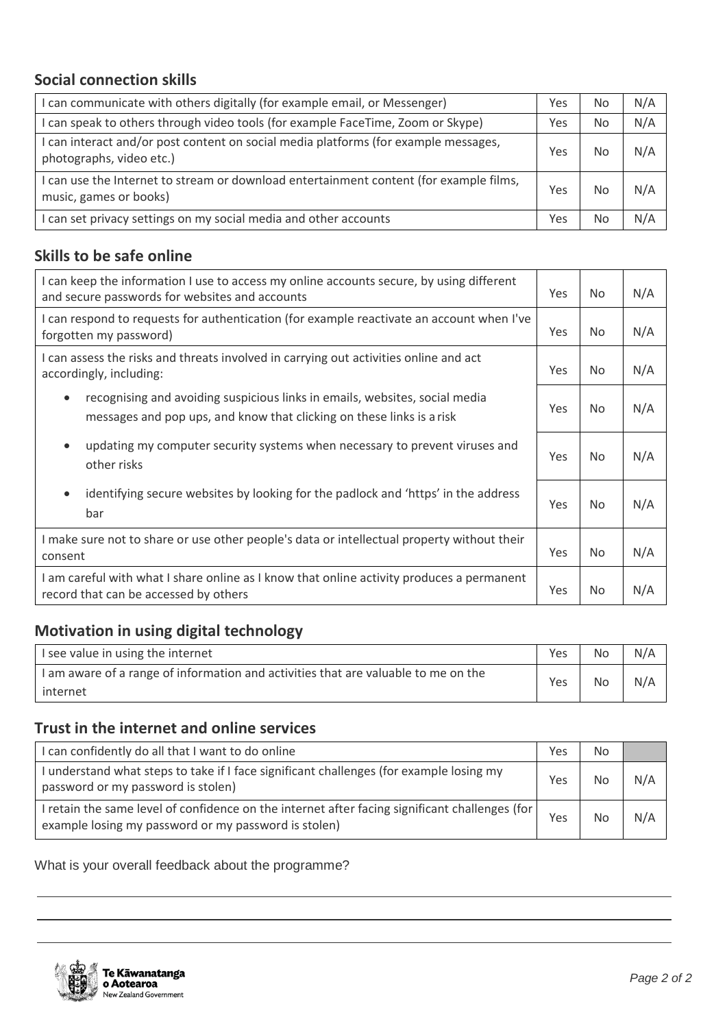## Social connection skills

| | | | |
|---|---|---|---|
| I can communicate with others digitally (for example email, or Messenger) | Yes | No | N/A |
| I can speak to others through video tools (for example FaceTime, Zoom or Skype) | Yes | No | N/A |
| I can interact and/or post content on social media platforms (for example messages, photographs, video etc.) | Yes | No | N/A |
| I can use the Internet to stream or download entertainment content (for example films, music, games or books) | Yes | No | N/A |
| I can set privacy settings on my social media and other accounts | Yes | No | N/A |

## Skills to be safe online

| | | | |
|---|---|---|---|
| I can keep the information I use to access my online accounts secure, by using different and secure passwords for websites and accounts | Yes | No | N/A |
| I can respond to requests for authentication (for example reactivate an account when I've forgotten my password) | Yes | No | N/A |
| I can assess the risks and threats involved in carrying out activities online and act accordingly, including: | Yes | No | N/A |
| • recognising and avoiding suspicious links in emails, websites, social media messages and pop ups, and know that clicking on these links is a risk | Yes | No | N/A |
| • updating my computer security systems when necessary to prevent viruses and other risks | Yes | No | N/A |
| • identifying secure websites by looking for the padlock and 'https' in the address bar | Yes | No | N/A |
| I make sure not to share or use other people's data or intellectual property without their consent | Yes | No | N/A |
| I am careful with what I share online as I know that online activity produces a permanent record that can be accessed by others | Yes | No | N/A |

## Motivation in using digital technology

| | | | |
|---|---|---|---|
| I see value in using the internet | Yes | No | N/A |
| I am aware of a range of information and activities that are valuable to me on the internet | Yes | No | N/A |

## Trust in the internet and online services

| | | | |
|---|---|---|---|
| I can confidently do all that I want to do online | Yes | No | |
| I understand what steps to take if I face significant challenges (for example losing my password or my password is stolen) | Yes | No | N/A |
| I retain the same level of confidence on the internet after facing significant challenges (for example losing my password or my password is stolen) | Yes | No | N/A |

What is your overall feedback about the programme?

Te Kāwanatanga o Aotearoa
New Zealand Government